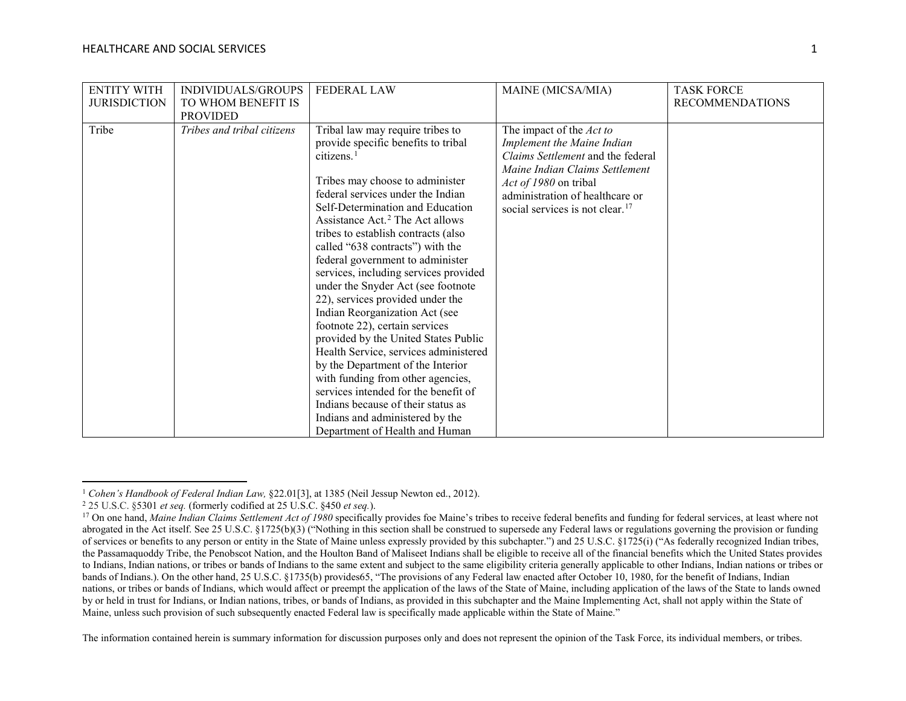| ENTITY WITH JURISDICTION | INDIVIDUALS/GROUPS TO WHOM BENEFIT IS PROVIDED | FEDERAL LAW | MAINE (MICSA/MIA) | TASK FORCE RECOMMENDATIONS |
|---|---|---|---|---|
| Tribe | *Tribes and tribal citizens* | Tribal law may require tribes to provide specific benefits to tribal citizens.[1]<br><br>Tribes may choose to administer federal services under the Indian Self-Determination and Education Assistance Act.[2] The Act allows tribes to establish contracts (also called "638 contracts") with the federal government to administer services, including services provided under the Snyder Act (see footnote 22), services provided under the Indian Reorganization Act (see footnote 22), certain services provided by the United States Public Health Service, services administered by the Department of the Interior with funding from other agencies, services intended for the benefit of Indians because of their status as Indians and administered by the Department of Health and Human | The impact of the *Act to Implement the Maine Indian Claims Settlement* and the federal *Maine Indian Claims Settlement Act of 1980* on tribal administration of healthcare or social services is not clear.[17] | |

[1] *Cohen's Handbook of Federal Indian Law,* §22.01[3], at 1385 (Neil Jessup Newton ed., 2012).

[2] 25 U.S.C. §5301 *et seq.* (formerly codified at 25 U.S.C. §450 *et seq.*).

[17] On one hand, *Maine Indian Claims Settlement Act of 1980* specifically provides foe Maine's tribes to receive federal benefits and funding for federal services, at least where not abrogated in the Act itself. See 25 U.S.C. §1725(b)(3) ("Nothing in this section shall be construed to supersede any Federal laws or regulations governing the provision or funding of services or benefits to any person or entity in the State of Maine unless expressly provided by this subchapter.") and 25 U.S.C. §1725(i) ("As federally recognized Indian tribes, the Passamaquoddy Tribe, the Penobscot Nation, and the Houlton Band of Maliseet Indians shall be eligible to receive all of the financial benefits which the United States provides to Indians, Indian nations, or tribes or bands of Indians to the same extent and subject to the same eligibility criteria generally applicable to other Indians, Indian nations or tribes or bands of Indians.). On the other hand, 25 U.S.C. §1735(b) provides65, "The provisions of any Federal law enacted after October 10, 1980, for the benefit of Indians, Indian nations, or tribes or bands of Indians, which would affect or preempt the application of the laws of the State of Maine, including application of the laws of the State to lands owned by or held in trust for Indians, or Indian nations, tribes, or bands of Indians, as provided in this subchapter and the Maine Implementing Act, shall not apply within the State of Maine, unless such provision of such subsequently enacted Federal law is specifically made applicable within the State of Maine."

The information contained herein is summary information for discussion purposes only and does not represent the opinion of the Task Force, its individual members, or tribes.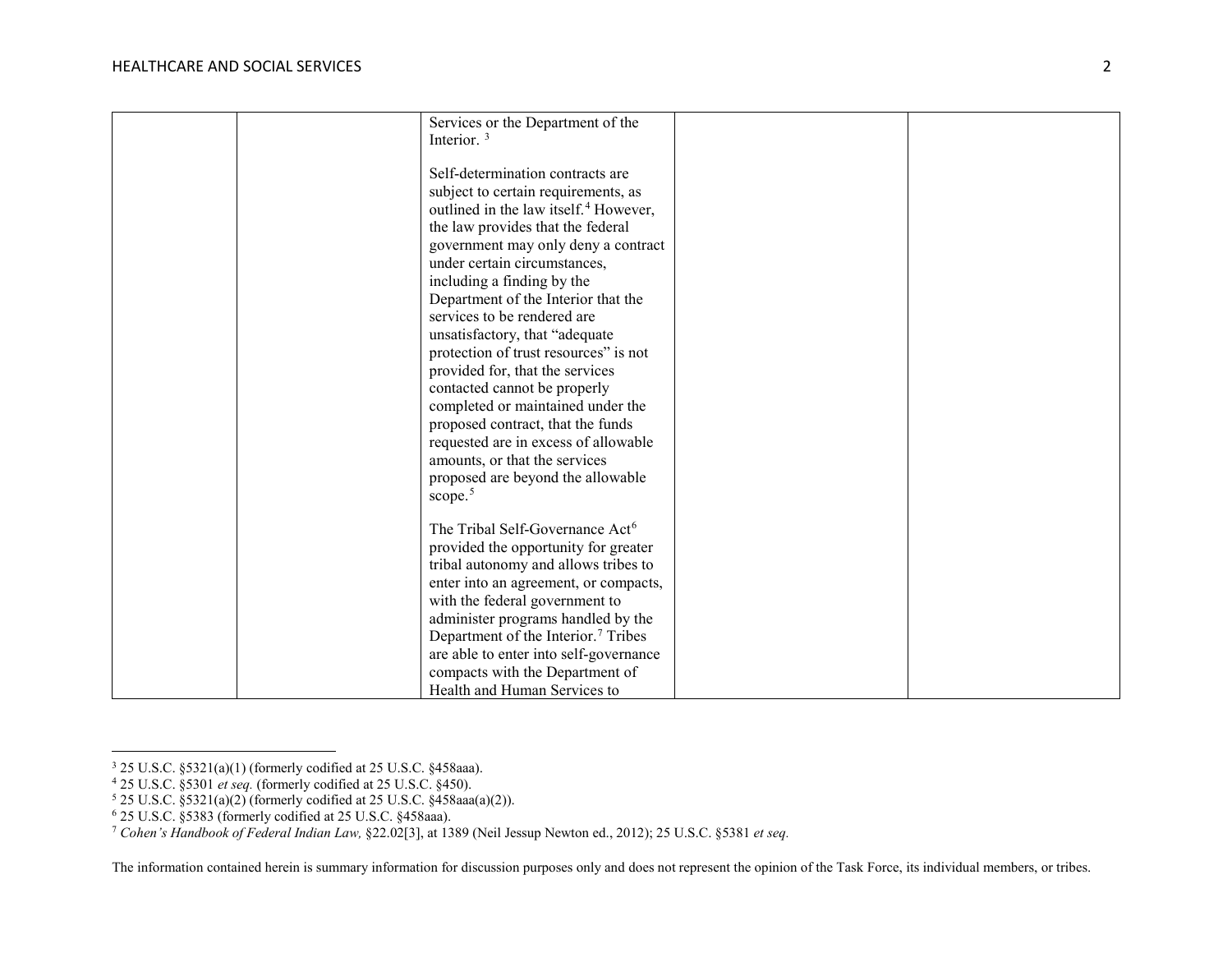| | | | | |
|---|---|---|---|---|
| | | Services or the Department of the Interior. [3]<br><br>Self-determination contracts are subject to certain requirements, as outlined in the law itself.[4] However, the law provides that the federal government may only deny a contract under certain circumstances, including a finding by the Department of the Interior that the services to be rendered are unsatisfactory, that "adequate protection of trust resources" is not provided for, that the services contacted cannot be properly completed or maintained under the proposed contract, that the funds requested are in excess of allowable amounts, or that the services proposed are beyond the allowable scope.[5]<br><br>The Tribal Self-Governance Act[6] provided the opportunity for greater tribal autonomy and allows tribes to enter into an agreement, or compacts, with the federal government to administer programs handled by the Department of the Interior.[7] Tribes are able to enter into self-governance compacts with the Department of Health and Human Services to | | |

[3] 25 U.S.C. §5321(a)(1) (formerly codified at 25 U.S.C. §458aaa).
[4] 25 U.S.C. §5301 *et seq.* (formerly codified at 25 U.S.C. §450).
[5] 25 U.S.C. §5321(a)(2) (formerly codified at 25 U.S.C. §458aaa(a)(2)).
[6] 25 U.S.C. §5383 (formerly codified at 25 U.S.C. §458aaa).
[7] *Cohen's Handbook of Federal Indian Law,* §22.02[3], at 1389 (Neil Jessup Newton ed., 2012); 25 U.S.C. §5381 *et seq.*

The information contained herein is summary information for discussion purposes only and does not represent the opinion of the Task Force, its individual members, or tribes.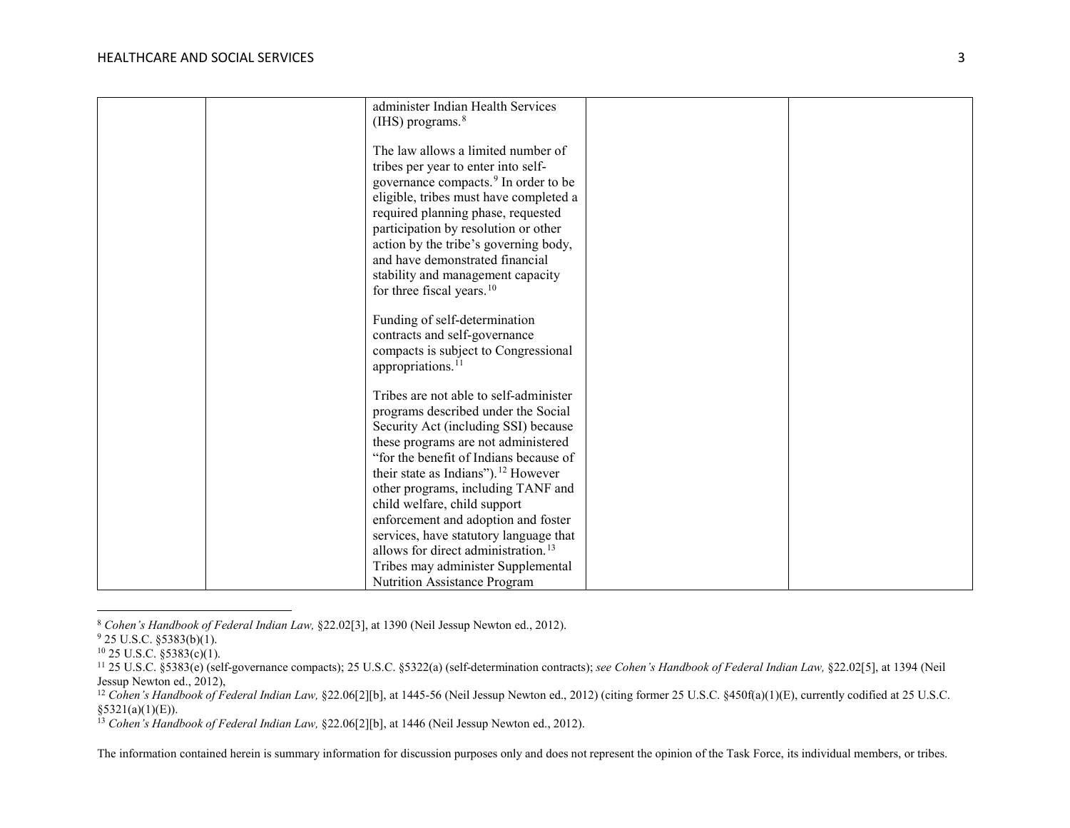| | | | | |
|---|---|---|---|---|
| | | administer Indian Health Services (IHS) programs.[8]<br><br>The law allows a limited number of tribes per year to enter into self-governance compacts.[9] In order to be eligible, tribes must have completed a required planning phase, requested participation by resolution or other action by the tribe's governing body, and have demonstrated financial stability and management capacity for three fiscal years.[10]<br><br>Funding of self-determination contracts and self-governance compacts is subject to Congressional appropriations.[11]<br><br>Tribes are not able to self-administer programs described under the Social Security Act (including SSI) because these programs are not administered "for the benefit of Indians because of their state as Indians").[12] However other programs, including TANF and child welfare, child support enforcement and adoption and foster services, have statutory language that allows for direct administration.[13] Tribes may administer Supplemental Nutrition Assistance Program | | |

[8] *Cohen's Handbook of Federal Indian Law,* §22.02[3], at 1390 (Neil Jessup Newton ed., 2012).

[9] 25 U.S.C. §5383(b)(1).

[10] 25 U.S.C. §5383(c)(1).

[11] 25 U.S.C. §5383(e) (self-governance compacts); 25 U.S.C. §5322(a) (self-determination contracts); *see Cohen's Handbook of Federal Indian Law,* §22.02[5], at 1394 (Neil Jessup Newton ed., 2012),

[12] *Cohen's Handbook of Federal Indian Law,* §22.06[2][b], at 1445-56 (Neil Jessup Newton ed., 2012) (citing former 25 U.S.C. §450f(a)(1)(E), currently codified at 25 U.S.C. §5321(a)(1)(E)).

[13] *Cohen's Handbook of Federal Indian Law,* §22.06[2][b], at 1446 (Neil Jessup Newton ed., 2012).

The information contained herein is summary information for discussion purposes only and does not represent the opinion of the Task Force, its individual members, or tribes.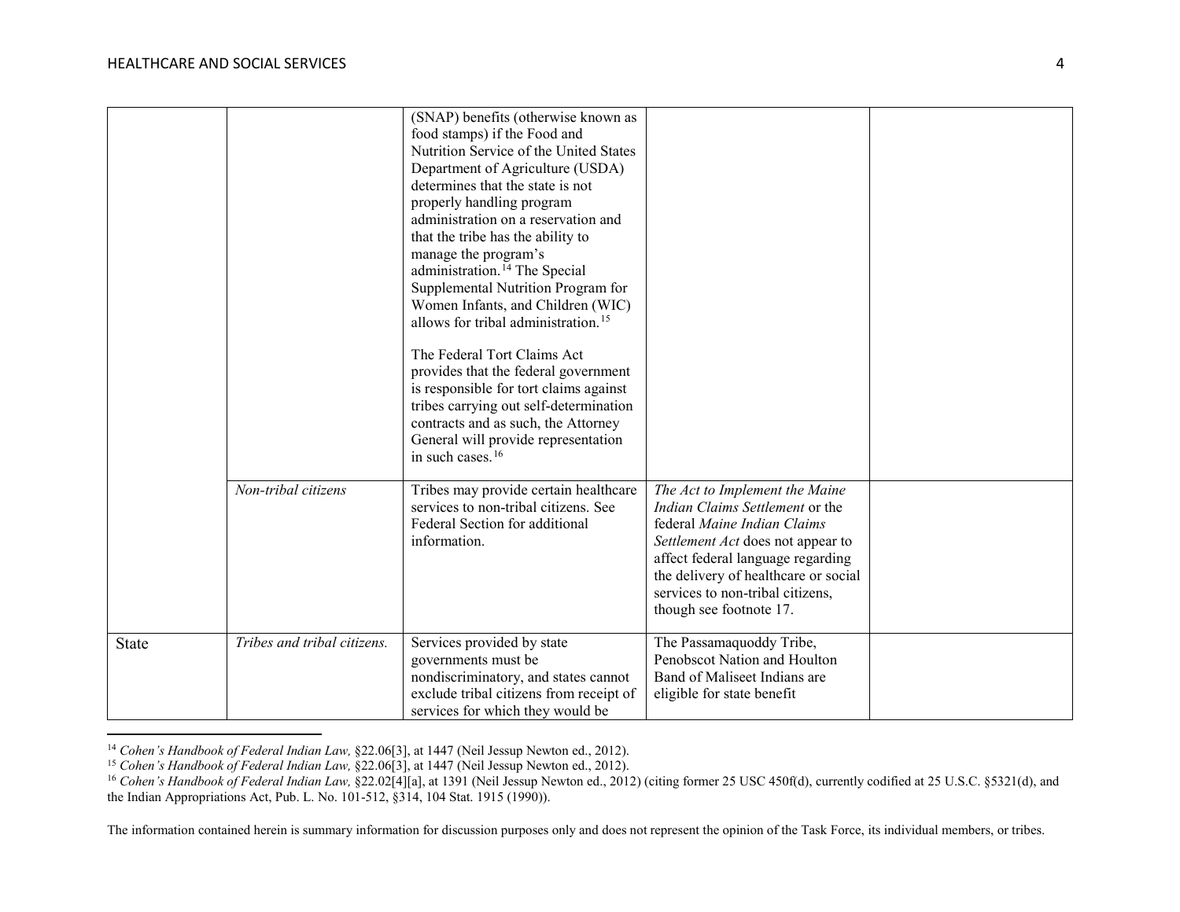| | | | | |
|---|---|---|---|---|
| | | (SNAP) benefits (otherwise known as food stamps) if the Food and Nutrition Service of the United States Department of Agriculture (USDA) determines that the state is not properly handling program administration on a reservation and that the tribe has the ability to manage the program's administration.[14] The Special Supplemental Nutrition Program for Women Infants, and Children (WIC) allows for tribal administration.[15]<br><br>The Federal Tort Claims Act provides that the federal government is responsible for tort claims against tribes carrying out self-determination contracts and as such, the Attorney General will provide representation in such cases.[16] | | |
| | *Non-tribal citizens* | Tribes may provide certain healthcare services to non-tribal citizens. See Federal Section for additional information. | *The Act to Implement the Maine Indian Claims Settlement* or the federal *Maine Indian Claims Settlement Act* does not appear to affect federal language regarding the delivery of healthcare or social services to non-tribal citizens, though see footnote 17. | |
| State | *Tribes and tribal citizens.* | Services provided by state governments must be nondiscriminatory, and states cannot exclude tribal citizens from receipt of services for which they would be | The Passamaquoddy Tribe, Penobscot Nation and Houlton Band of Maliseet Indians are eligible for state benefit | |

[14] *Cohen's Handbook of Federal Indian Law,* §22.06[3], at 1447 (Neil Jessup Newton ed., 2012).

[15] *Cohen's Handbook of Federal Indian Law,* §22.06[3], at 1447 (Neil Jessup Newton ed., 2012).

[16] *Cohen's Handbook of Federal Indian Law,* §22.02[4][a], at 1391 (Neil Jessup Newton ed., 2012) (citing former 25 USC 450f(d), currently codified at 25 U.S.C. §5321(d), and the Indian Appropriations Act, Pub. L. No. 101-512, §314, 104 Stat. 1915 (1990)).

The information contained herein is summary information for discussion purposes only and does not represent the opinion of the Task Force, its individual members, or tribes.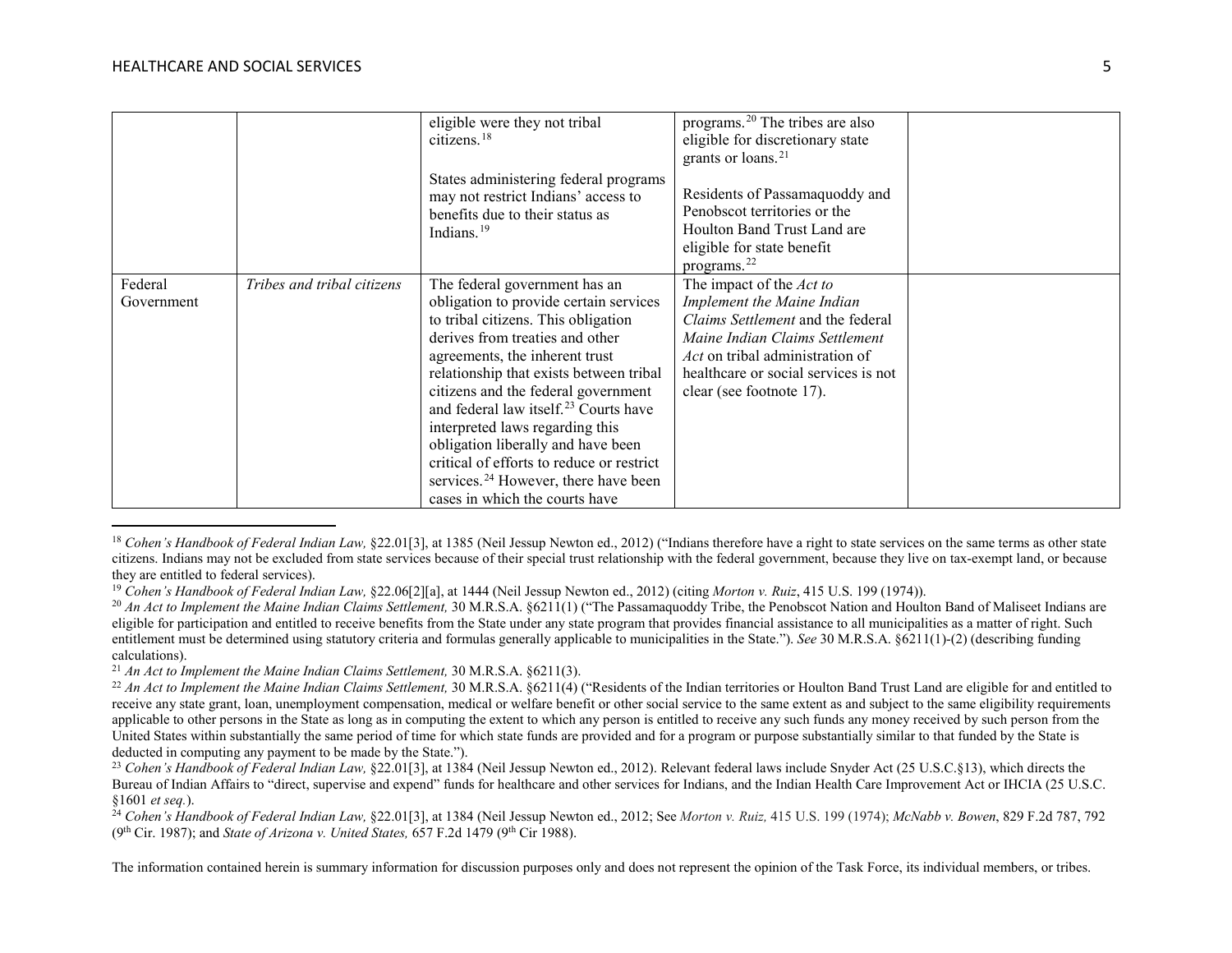| | | | | |
|---|---|---|---|---|
| | | eligible were they not tribal citizens.[18]<br><br>States administering federal programs may not restrict Indians' access to benefits due to their status as Indians.[19] | programs.[20] The tribes are also eligible for discretionary state grants or loans.[21]<br><br>Residents of Passamaquoddy and Penobscot territories or the Houlton Band Trust Land are eligible for state benefit programs.[22] | |
| Federal Government | *Tribes and tribal citizens* | The federal government has an obligation to provide certain services to tribal citizens. This obligation derives from treaties and other agreements, the inherent trust relationship that exists between tribal citizens and the federal government and federal law itself.[23] Courts have interpreted laws regarding this obligation liberally and have been critical of efforts to reduce or restrict services.[24] However, there have been cases in which the courts have | The impact of the *Act to Implement the Maine Indian Claims Settlement* and the federal *Maine Indian Claims Settlement Act* on tribal administration of healthcare or social services is not clear (see footnote 17). | |

[18] *Cohen's Handbook of Federal Indian Law,* §22.01[3], at 1385 (Neil Jessup Newton ed., 2012) ("Indians therefore have a right to state services on the same terms as other state citizens. Indians may not be excluded from state services because of their special trust relationship with the federal government, because they live on tax-exempt land, or because they are entitled to federal services).

[19] *Cohen's Handbook of Federal Indian Law,* §22.06[2][a], at 1444 (Neil Jessup Newton ed., 2012) (citing *Morton v. Ruiz*, 415 U.S. 199 (1974)).

[20] *An Act to Implement the Maine Indian Claims Settlement,* 30 M.R.S.A. §6211(1) ("The Passamaquoddy Tribe, the Penobscot Nation and Houlton Band of Maliseet Indians are eligible for participation and entitled to receive benefits from the State under any state program that provides financial assistance to all municipalities as a matter of right. Such entitlement must be determined using statutory criteria and formulas generally applicable to municipalities in the State."). *See* 30 M.R.S.A. §6211(1)-(2) (describing funding calculations).

[21] *An Act to Implement the Maine Indian Claims Settlement,* 30 M.R.S.A. §6211(3).

[22] *An Act to Implement the Maine Indian Claims Settlement,* 30 M.R.S.A. §6211(4) ("Residents of the Indian territories or Houlton Band Trust Land are eligible for and entitled to receive any state grant, loan, unemployment compensation, medical or welfare benefit or other social service to the same extent as and subject to the same eligibility requirements applicable to other persons in the State as long as in computing the extent to which any person is entitled to receive any such funds any money received by such person from the United States within substantially the same period of time for which state funds are provided and for a program or purpose substantially similar to that funded by the State is deducted in computing any payment to be made by the State.").

[23] *Cohen's Handbook of Federal Indian Law,* §22.01[3], at 1384 (Neil Jessup Newton ed., 2012). Relevant federal laws include Snyder Act (25 U.S.C.§13), which directs the Bureau of Indian Affairs to "direct, supervise and expend" funds for healthcare and other services for Indians, and the Indian Health Care Improvement Act or IHCIA (25 U.S.C. §1601 *et seq.*).

[24] *Cohen's Handbook of Federal Indian Law,* §22.01[3], at 1384 (Neil Jessup Newton ed., 2012; See *Morton v. Ruiz,* 415 U.S. 199 (1974); *McNabb v. Bowen*, 829 F.2d 787, 792 (9th Cir. 1987); and *State of Arizona v. United States,* 657 F.2d 1479 (9th Cir 1988).

The information contained herein is summary information for discussion purposes only and does not represent the opinion of the Task Force, its individual members, or tribes.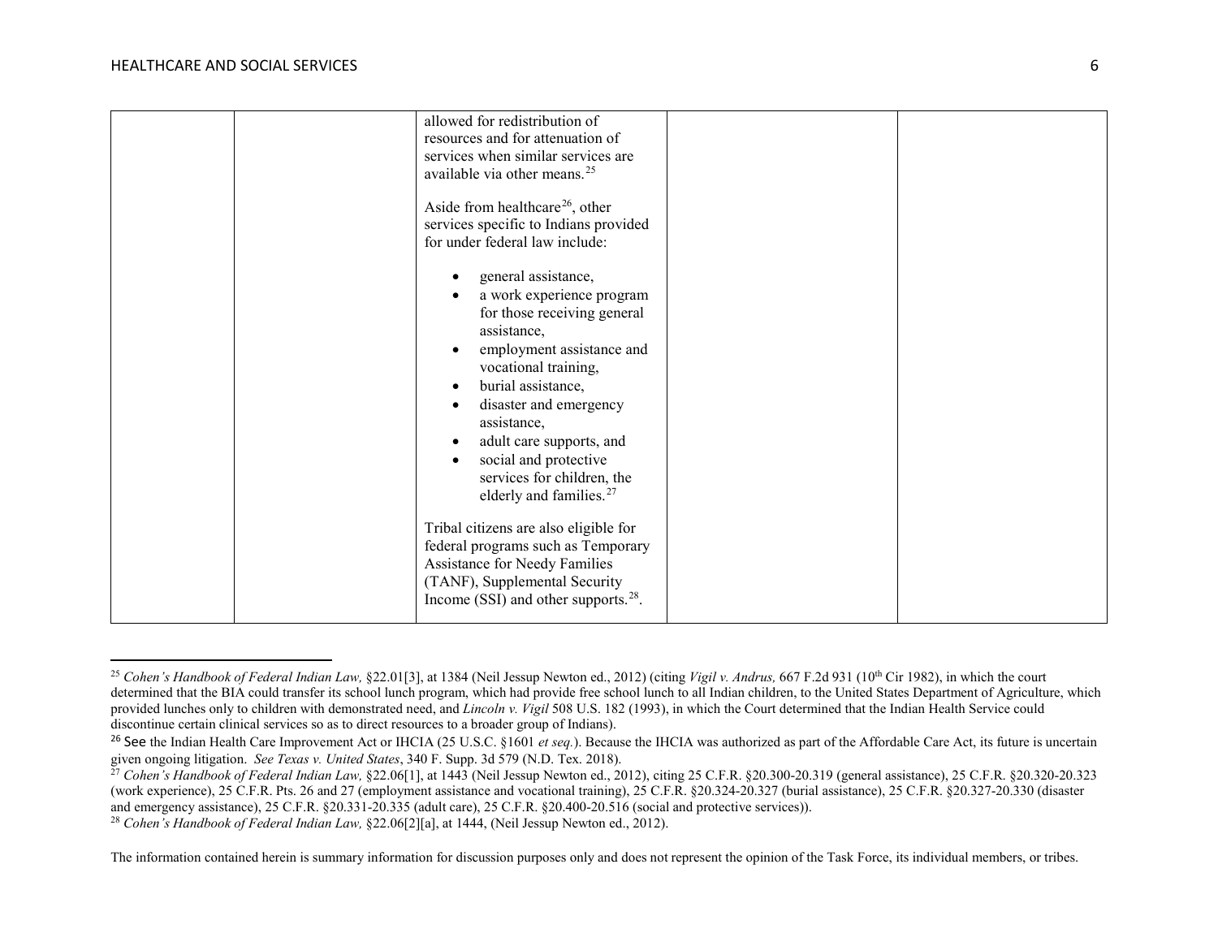| | | allowed for redistribution of resources and for attenuation of services when similar services are available via other means.[25]<br><br>Aside from healthcare[26], other services specific to Indians provided for under federal law include:<br><br>• general assistance,<br>• a work experience program for those receiving general assistance,<br>• employment assistance and vocational training,<br>• burial assistance,<br>• disaster and emergency assistance,<br>• adult care supports, and<br>• social and protective services for children, the elderly and families.[27]<br><br>Tribal citizens are also eligible for federal programs such as Temporary Assistance for Needy Families (TANF), Supplemental Security Income (SSI) and other supports.[28]. | | |
|---|---|---|---|---|

[25] *Cohen's Handbook of Federal Indian Law,* §22.01[3], at 1384 (Neil Jessup Newton ed., 2012) (citing *Vigil v. Andrus,* 667 F.2d 931 (10th Cir 1982), in which the court determined that the BIA could transfer its school lunch program, which had provide free school lunch to all Indian children, to the United States Department of Agriculture, which provided lunches only to children with demonstrated need, and *Lincoln v. Vigil* 508 U.S. 182 (1993), in which the Court determined that the Indian Health Service could discontinue certain clinical services so as to direct resources to a broader group of Indians).

[26] See the Indian Health Care Improvement Act or IHCIA (25 U.S.C. §1601 *et seq.*). Because the IHCIA was authorized as part of the Affordable Care Act, its future is uncertain given ongoing litigation. *See Texas v. United States*, 340 F. Supp. 3d 579 (N.D. Tex. 2018).

[27] *Cohen's Handbook of Federal Indian Law,* §22.06[1], at 1443 (Neil Jessup Newton ed., 2012), citing 25 C.F.R. §20.300-20.319 (general assistance), 25 C.F.R. §20.320-20.323 (work experience), 25 C.F.R. Pts. 26 and 27 (employment assistance and vocational training), 25 C.F.R. §20.324-20.327 (burial assistance), 25 C.F.R. §20.327-20.330 (disaster and emergency assistance), 25 C.F.R. §20.331-20.335 (adult care), 25 C.F.R. §20.400-20.516 (social and protective services)).

[28] *Cohen's Handbook of Federal Indian Law,* §22.06[2][a], at 1444, (Neil Jessup Newton ed., 2012).

The information contained herein is summary information for discussion purposes only and does not represent the opinion of the Task Force, its individual members, or tribes.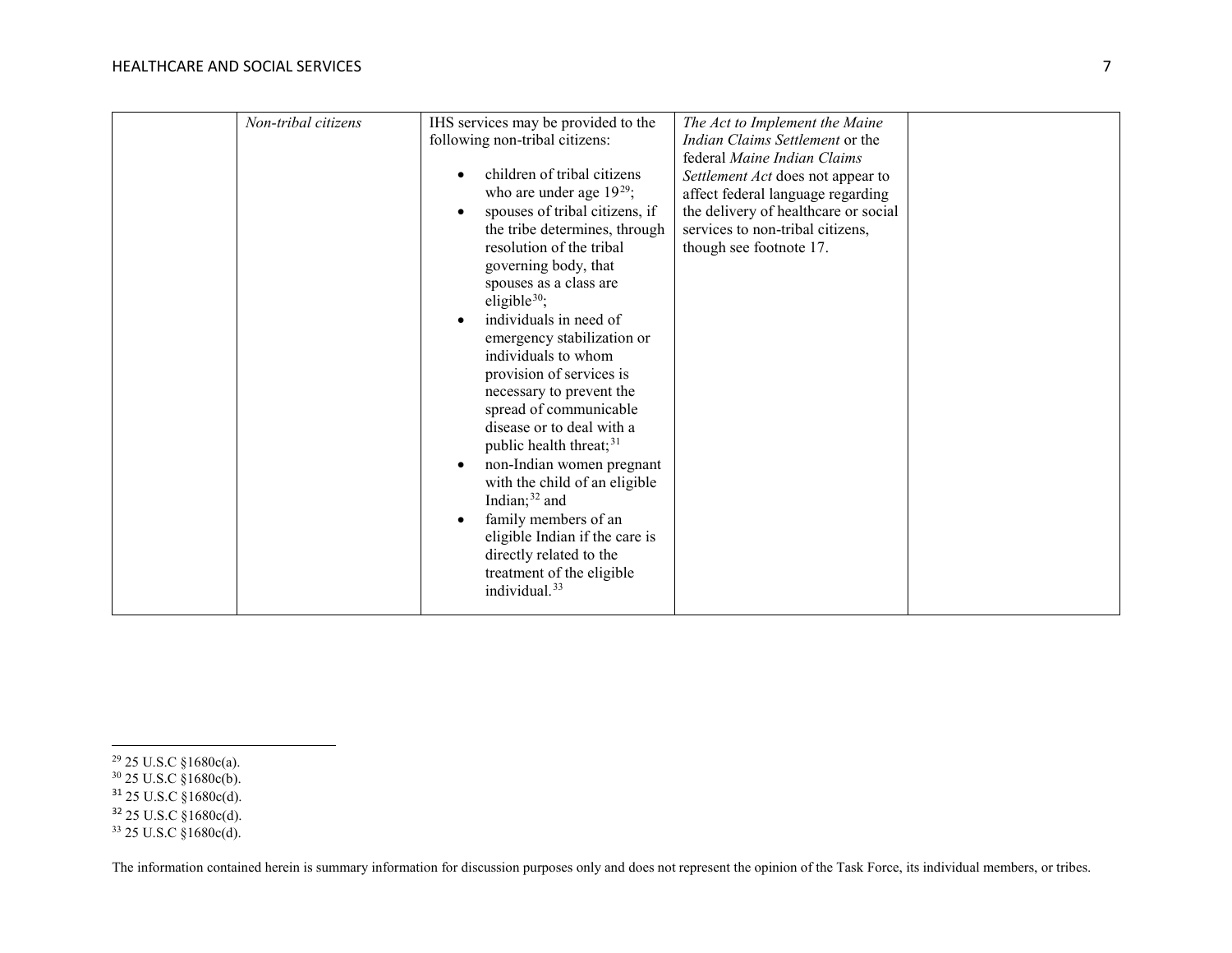| | | | | |
|---|---|---|---|---|
| | *Non-tribal citizens* | IHS services may be provided to the following non-tribal citizens:<br><br>• children of tribal citizens who are under age 19[29];<br>• spouses of tribal citizens, if the tribe determines, through resolution of the tribal governing body, that spouses as a class are eligible[30];<br>• individuals in need of emergency stabilization or individuals to whom provision of services is necessary to prevent the spread of communicable disease or to deal with a public health threat;[31]<br>• non-Indian women pregnant with the child of an eligible Indian;[32] and<br>• family members of an eligible Indian if the care is directly related to the treatment of the eligible individual.[33] | *The Act to Implement the Maine Indian Claims Settlement* or the federal *Maine Indian Claims Settlement Act* does not appear to affect federal language regarding the delivery of healthcare or social services to non-tribal citizens, though see footnote 17. | |

[29] 25 U.S.C §1680c(a).

[30] 25 U.S.C §1680c(b).

[31] 25 U.S.C §1680c(d).

[32] 25 U.S.C §1680c(d).

[33] 25 U.S.C §1680c(d).

The information contained herein is summary information for discussion purposes only and does not represent the opinion of the Task Force, its individual members, or tribes.